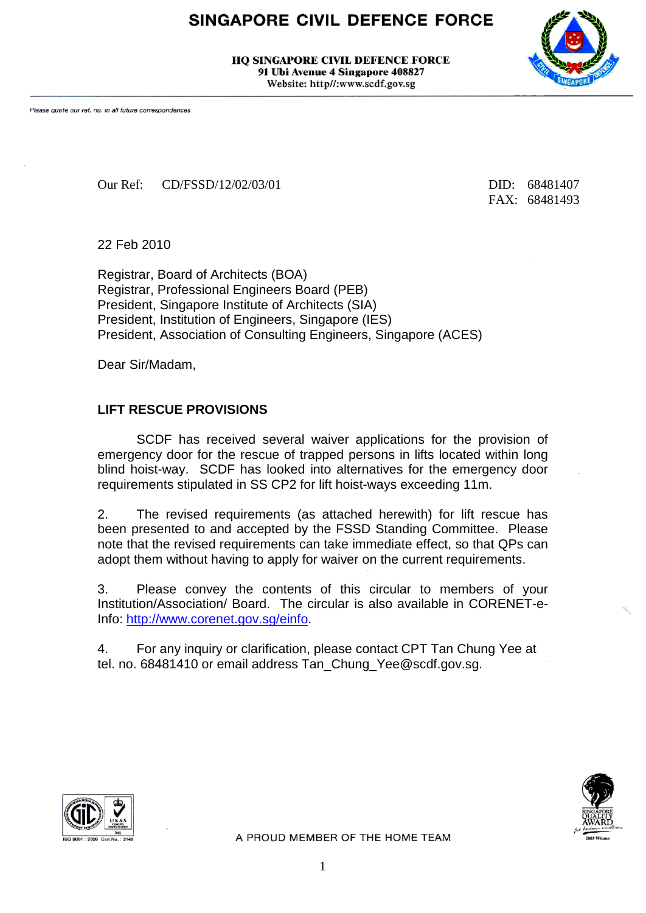# SINGAPORE CIVIL DEFENCE FORCE

**HQ SINGAPORE CIVIL DEFENCE FORCE**
**91 Ubi Avenue 4 Singapore 408827**
**Website: http//:www.scdf.gov.sg**

*Please quote our ref. no. in all future correspondences*

Our Ref: CD/FSSD/12/02/03/01

DID: 68481407
FAX: 68481493

22 Feb 2010

Registrar, Board of Architects (BOA)
Registrar, Professional Engineers Board (PEB)
President, Singapore Institute of Architects (SIA)
President, Institution of Engineers, Singapore (IES)
President, Association of Consulting Engineers, Singapore (ACES)

Dear Sir/Madam,

## LIFT RESCUE PROVISIONS

SCDF has received several waiver applications for the provision of emergency door for the rescue of trapped persons in lifts located within long blind hoist-way. SCDF has looked into alternatives for the emergency door requirements stipulated in SS CP2 for lift hoist-ways exceeding 11m.

2. The revised requirements (as attached herewith) for lift rescue has been presented to and accepted by the FSSD Standing Committee. Please note that the revised requirements can take immediate effect, so that QPs can adopt them without having to apply for waiver on the current requirements.

3. Please convey the contents of this circular to members of your Institution/Association/ Board. The circular is also available in CORENET-e-Info: [http://www.corenet.gov.sg/einfo](http://www.corenet.gov.sg/einfo).

4. For any inquiry or clarification, please contact CPT Tan Chung Yee at tel. no. 68481410 or email address Tan_Chung_Yee@scdf.gov.sg.

A PROUD MEMBER OF THE HOME TEAM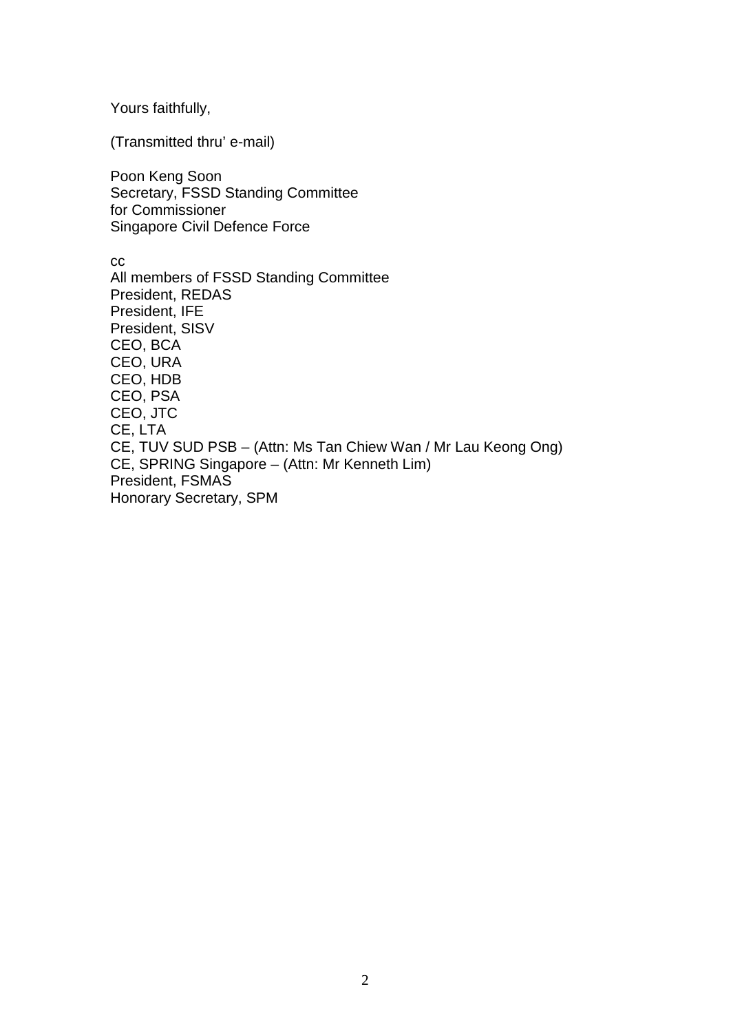Yours faithfully,

(Transmitted thru' e-mail)

Poon Keng Soon
Secretary, FSSD Standing Committee
for Commissioner
Singapore Civil Defence Force

cc
All members of FSSD Standing Committee
President, REDAS
President, IFE
President, SISV
CEO, BCA
CEO, URA
CEO, HDB
CEO, PSA
CEO, JTC
CE, LTA
CE, TUV SUD PSB – (Attn: Ms Tan Chiew Wan / Mr Lau Keong Ong)
CE, SPRING Singapore – (Attn: Mr Kenneth Lim)
President, FSMAS
Honorary Secretary, SPM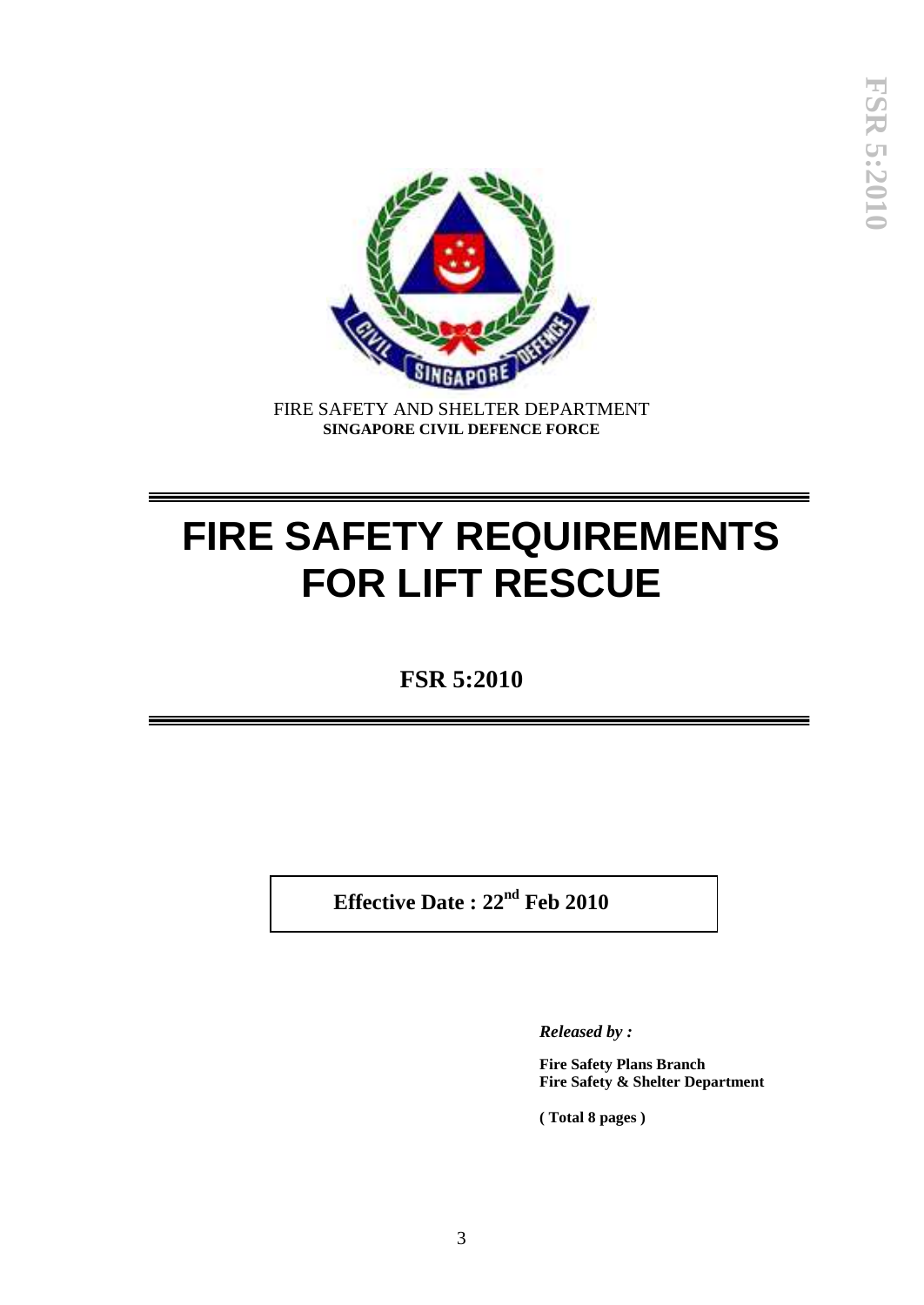FIRE SAFETY AND SHELTER DEPARTMENT
**SINGAPORE CIVIL DEFENCE FORCE**

# FIRE SAFETY REQUIREMENTS FOR LIFT RESCUE

**FSR 5:2010**

**Effective Date : 22nd Feb 2010**

***Released by :***

**Fire Safety Plans Branch**
**Fire Safety & Shelter Department**

**( Total 8 pages )**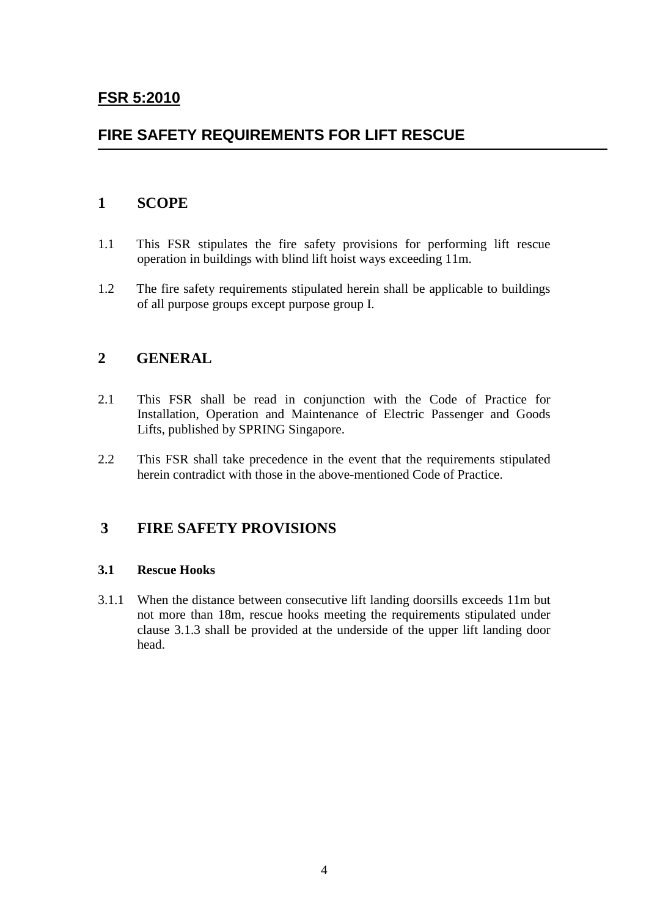**FSR 5:2010**

## FIRE SAFETY REQUIREMENTS FOR LIFT RESCUE

## 1 SCOPE

1.1 This FSR stipulates the fire safety provisions for performing lift rescue operation in buildings with blind lift hoist ways exceeding 11m.

1.2 The fire safety requirements stipulated herein shall be applicable to buildings of all purpose groups except purpose group I.

## 2 GENERAL

2.1 This FSR shall be read in conjunction with the Code of Practice for Installation, Operation and Maintenance of Electric Passenger and Goods Lifts, published by SPRING Singapore.

2.2 This FSR shall take precedence in the event that the requirements stipulated herein contradict with those in the above-mentioned Code of Practice.

## 3 FIRE SAFETY PROVISIONS

### 3.1 Rescue Hooks

3.1.1 When the distance between consecutive lift landing doorsills exceeds 11m but not more than 18m, rescue hooks meeting the requirements stipulated under clause 3.1.3 shall be provided at the underside of the upper lift landing door head.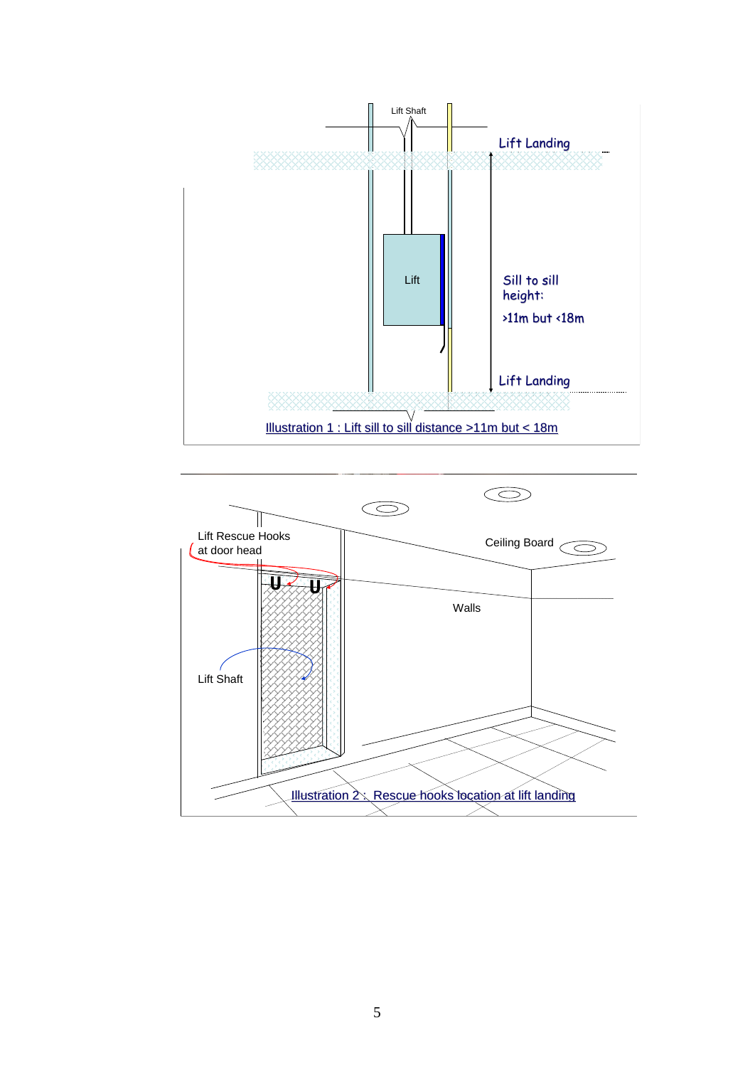Lift Shaft

Lift Landing

Lift

Sill to sill height:

>11m but <18m

Lift Landing

Illustration 1 : Lift sill to sill distance >11m but < 18m

Lift Rescue Hooks at door head

Ceiling Board

Walls

Lift Shaft

Illustration 2 : Rescue hooks location at lift landing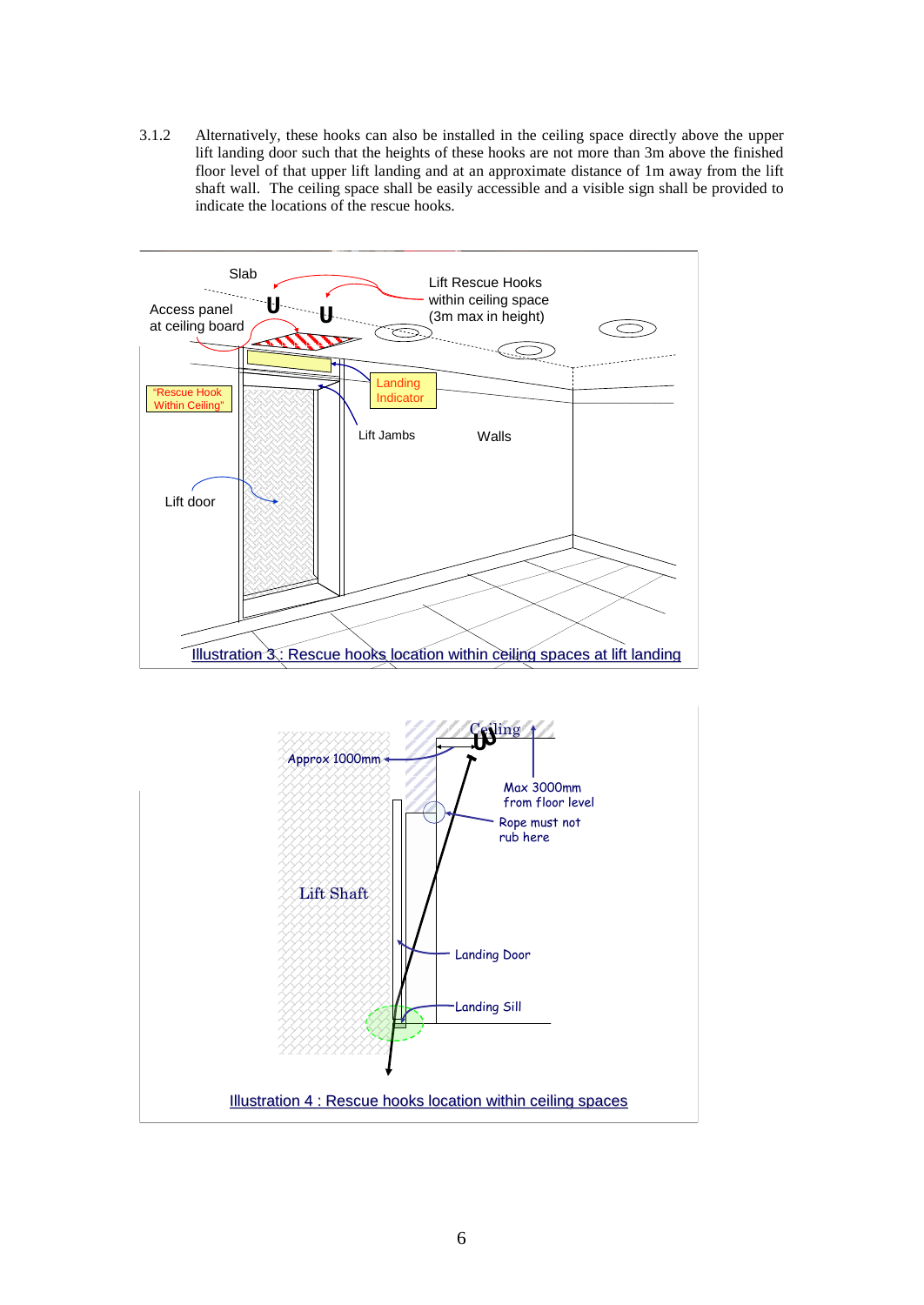3.1.2 Alternatively, these hooks can also be installed in the ceiling space directly above the upper lift landing door such that the heights of these hooks are not more than 3m above the finished floor level of that upper lift landing and at an approximate distance of 1m away from the lift shaft wall. The ceiling space shall be easily accessible and a visible sign shall be provided to indicate the locations of the rescue hooks.

Slab

Access panel at ceiling board

Lift Rescue Hooks within ceiling space (3m max in height)

"Rescue Hook Within Ceiling"

Landing Indicator

Lift Jambs

Walls

Lift door

Illustration 3 : Rescue hooks location within ceiling spaces at lift landing

Ceiling

Approx 1000mm

Max 3000mm from floor level

Rope must not rub here

Lift Shaft

Landing Door

Landing Sill

Illustration 4 : Rescue hooks location within ceiling spaces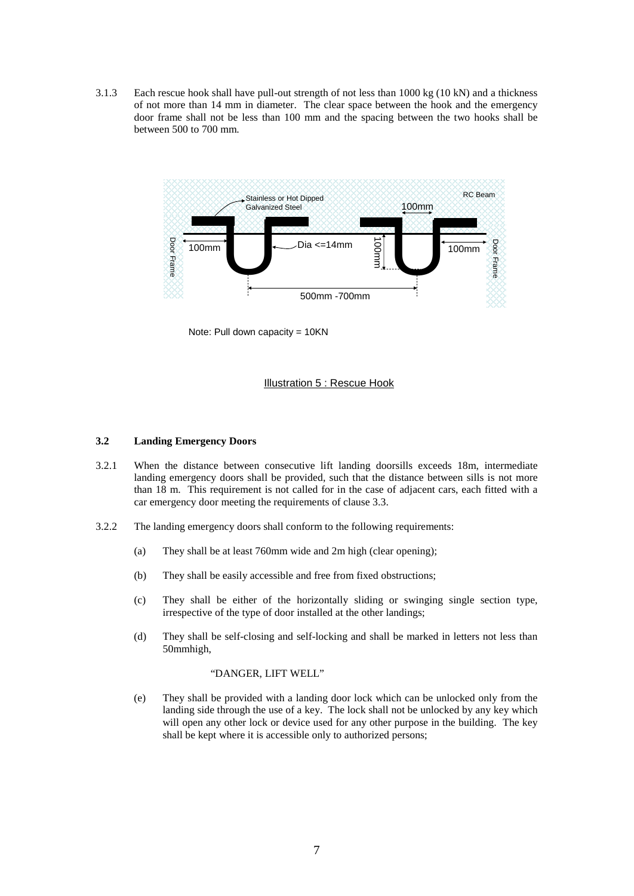3.1.3 Each rescue hook shall have pull-out strength of not less than 1000 kg (10 kN) and a thickness of not more than 14 mm in diameter. The clear space between the hook and the emergency door frame shall not be less than 100 mm and the spacing between the two hooks shall be between 500 to 700 mm.

Stainless or Hot Dipped Galvanized Steel

RC Beam

100mm

Door Frame

100mm

Dia <=14mm

100mm

100mm

Door Frame

500mm -700mm

Note: Pull down capacity = 10KN

Illustration 5 : Rescue Hook

### 3.2 Landing Emergency Doors

3.2.1 When the distance between consecutive lift landing doorsills exceeds 18m, intermediate landing emergency doors shall be provided, such that the distance between sills is not more than 18 m. This requirement is not called for in the case of adjacent cars, each fitted with a car emergency door meeting the requirements of clause 3.3.

3.2.2 The landing emergency doors shall conform to the following requirements:

(a) They shall be at least 760mm wide and 2m high (clear opening);

(b) They shall be easily accessible and free from fixed obstructions;

(c) They shall be either of the horizontally sliding or swinging single section type, irrespective of the type of door installed at the other landings;

(d) They shall be self-closing and self-locking and shall be marked in letters not less than 50mmhigh,

"DANGER, LIFT WELL"

(e) They shall be provided with a landing door lock which can be unlocked only from the landing side through the use of a key. The lock shall not be unlocked by any key which will open any other lock or device used for any other purpose in the building. The key shall be kept where it is accessible only to authorized persons;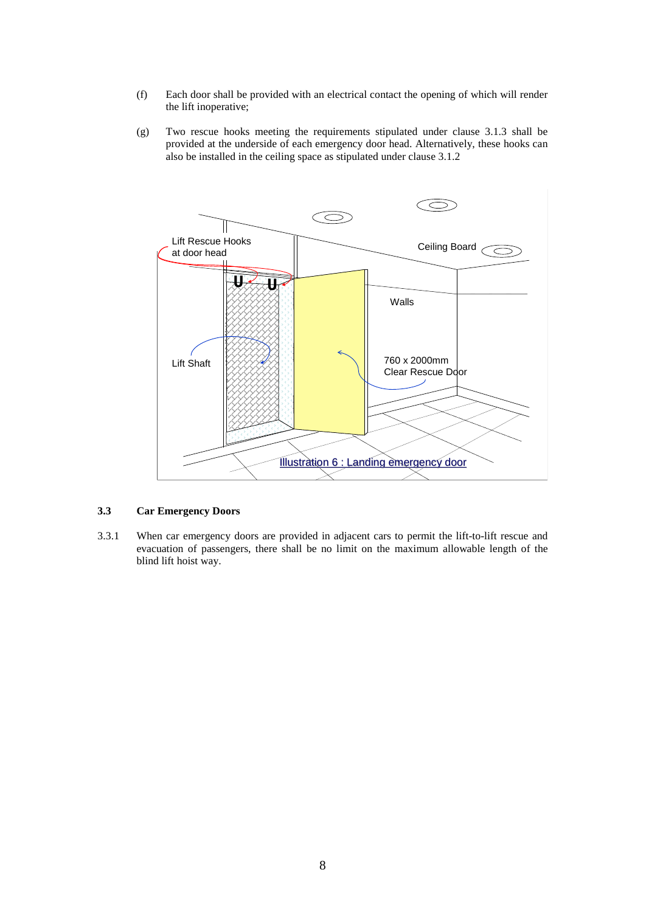(f) Each door shall be provided with an electrical contact the opening of which will render the lift inoperative;

(g) Two rescue hooks meeting the requirements stipulated under clause 3.1.3 shall be provided at the underside of each emergency door head. Alternatively, these hooks can also be installed in the ceiling space as stipulated under clause 3.1.2

Illustration 6 : Landing emergency door

### 3.3 Car Emergency Doors

3.3.1 When car emergency doors are provided in adjacent cars to permit the lift-to-lift rescue and evacuation of passengers, there shall be no limit on the maximum allowable length of the blind lift hoist way.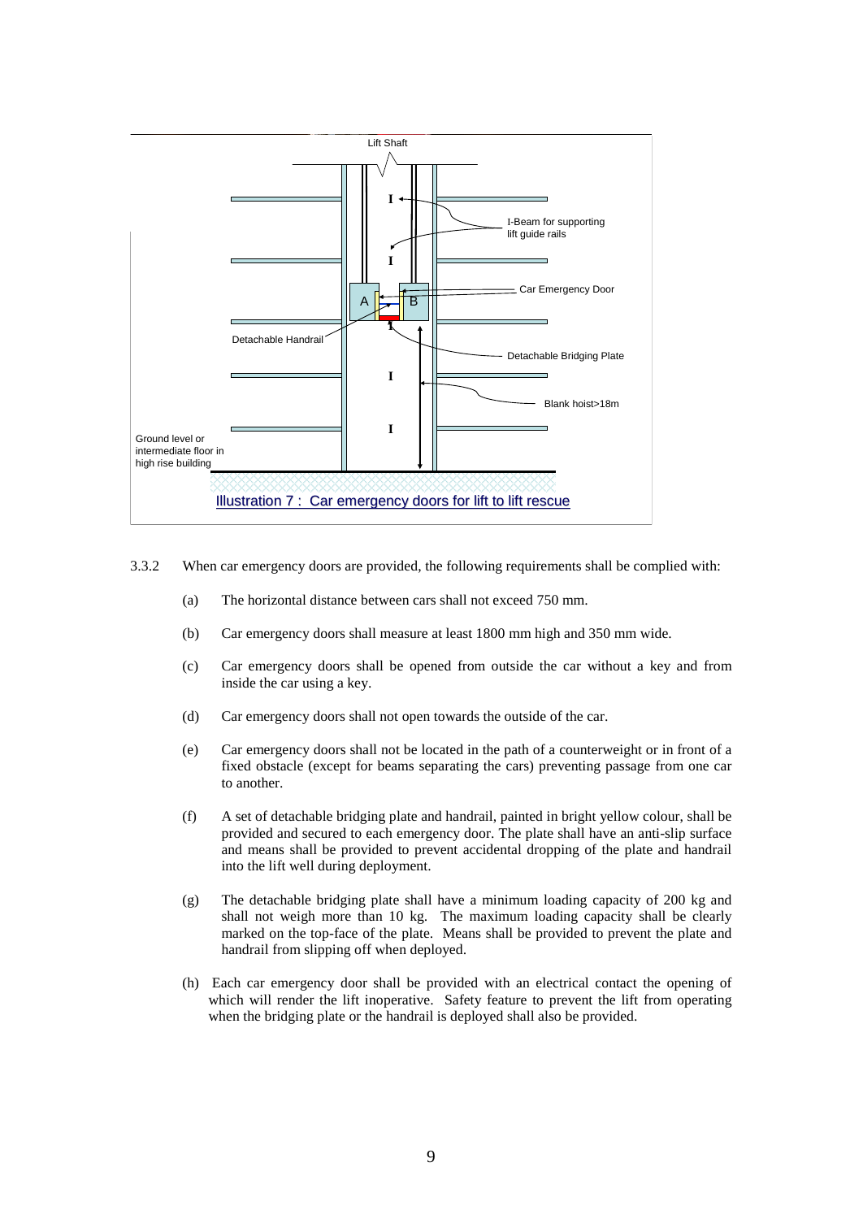Illustration 7 : Car emergency doors for lift to lift rescue

3.3.2 When car emergency doors are provided, the following requirements shall be complied with:

(a) The horizontal distance between cars shall not exceed 750 mm.

(b) Car emergency doors shall measure at least 1800 mm high and 350 mm wide.

(c) Car emergency doors shall be opened from outside the car without a key and from inside the car using a key.

(d) Car emergency doors shall not open towards the outside of the car.

(e) Car emergency doors shall not be located in the path of a counterweight or in front of a fixed obstacle (except for beams separating the cars) preventing passage from one car to another.

(f) A set of detachable bridging plate and handrail, painted in bright yellow colour, shall be provided and secured to each emergency door. The plate shall have an anti-slip surface and means shall be provided to prevent accidental dropping of the plate and handrail into the lift well during deployment.

(g) The detachable bridging plate shall have a minimum loading capacity of 200 kg and shall not weigh more than 10 kg. The maximum loading capacity shall be clearly marked on the top-face of the plate. Means shall be provided to prevent the plate and handrail from slipping off when deployed.

(h) Each car emergency door shall be provided with an electrical contact the opening of which will render the lift inoperative. Safety feature to prevent the lift from operating when the bridging plate or the handrail is deployed shall also be provided.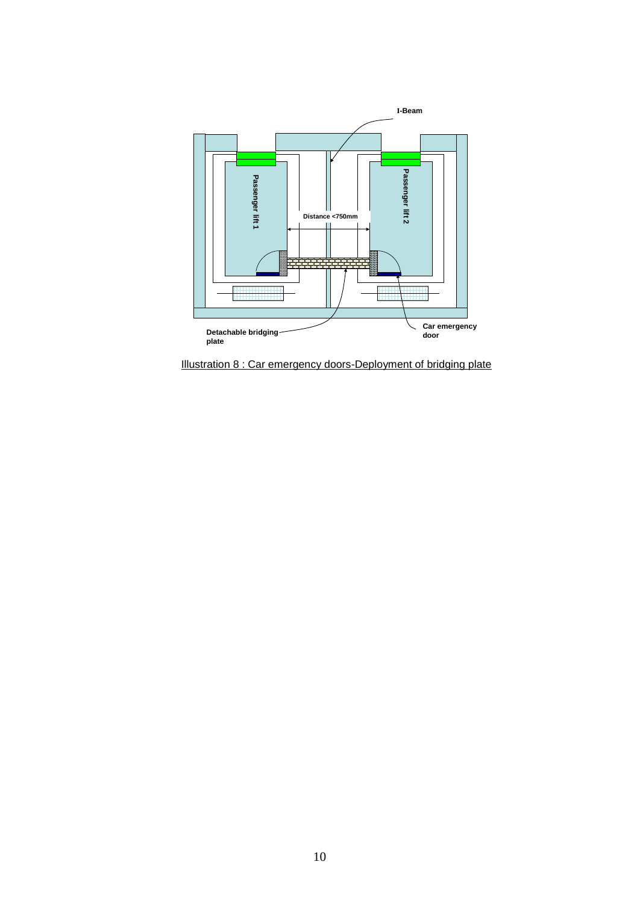I-Beam

Passenger lift 1

Passenger lift 2

Distance <750mm

Detachable bridging plate

Car emergency door

Illustration 8 : Car emergency doors-Deployment of bridging plate